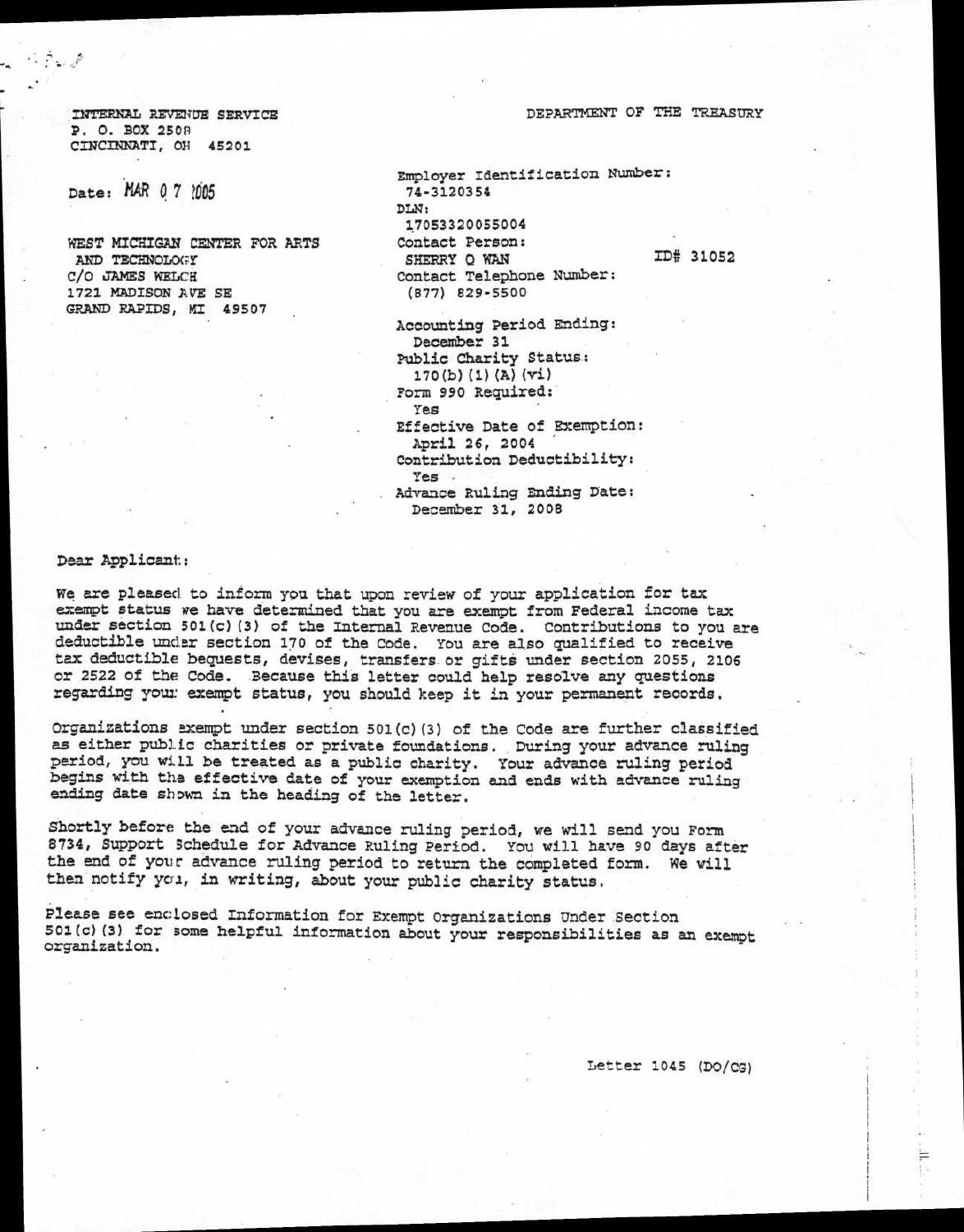INTERNAL REVENUE SERVICE
P. O. BOX 2508
CINCINNATI, OH 45201

DEPARTMENT OF THE TREASURY

Date: MAR 07 2005

WEST MICHIGAN CENTER FOR ARTS
AND TECHNOLOGY
C/O JAMES WELCH
1721 MADISON AVE SE
GRAND RAPIDS, MI 49507

Employer Identification Number:
74-3120354
DLN:
17053320055004
Contact Person:
SHERRY Q WAN ID# 31052
Contact Telephone Number:
(877) 829-5500

Accounting Period Ending:
December 31
Public Charity Status:
170(b)(1)(A)(vi)
Form 990 Required:
Yes
Effective Date of Exemption:
April 26, 2004
Contribution Deductibility:
Yes
Advance Ruling Ending Date:
December 31, 2008

Dear Applicant:

We are pleased to inform you that upon review of your application for tax exempt status we have determined that you are exempt from Federal income tax under section 501(c)(3) of the Internal Revenue Code. Contributions to you are deductible under section 170 of the Code. You are also qualified to receive tax deductible bequests, devises, transfers or gifts under section 2055, 2106 or 2522 of the Code. Because this letter could help resolve any questions regarding your exempt status, you should keep it in your permanent records.

Organizations exempt under section 501(c)(3) of the Code are further classified as either public charities or private foundations. During your advance ruling period, you will be treated as a public charity. Your advance ruling period begins with the effective date of your exemption and ends with advance ruling ending date shown in the heading of the letter.

Shortly before the end of your advance ruling period, we will send you Form 8734, Support Schedule for Advance Ruling Period. You will have 90 days after the end of your advance ruling period to return the completed form. We will then notify you, in writing, about your public charity status.

Please see enclosed Information for Exempt Organizations Under Section 501(c)(3) for some helpful information about your responsibilities as an exempt organization.

Letter 1045 (DO/CG)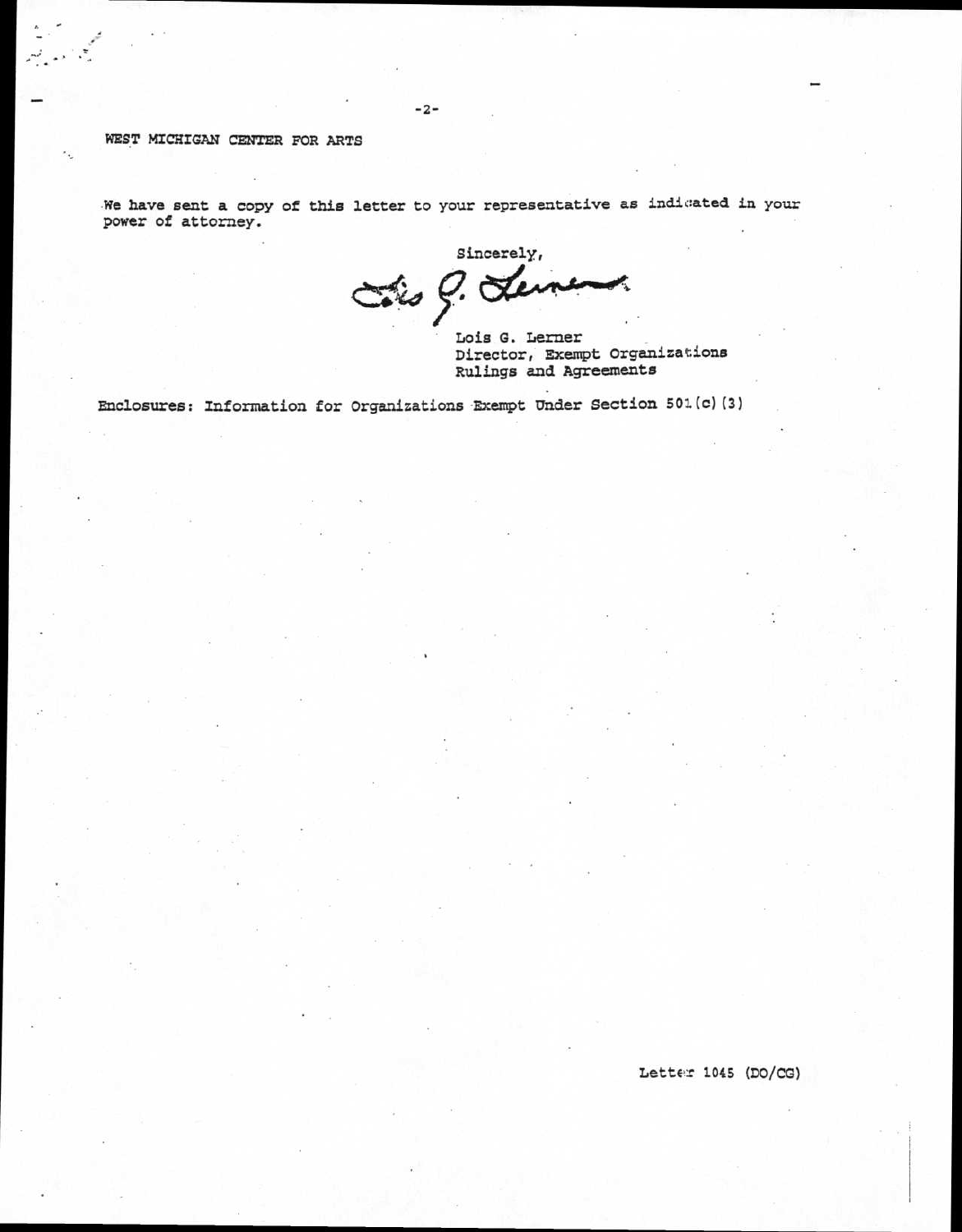WEST MICHIGAN CENTER FOR ARTS

We have sent a copy of this letter to your representative as indicated in your power of attorney.

Sincerely,

Lois G. Lerner
Director, Exempt Organizations
Rulings and Agreements

Enclosures: Information for Organizations Exempt Under Section 501(c)(3)

Letter 1045 (DO/CG)